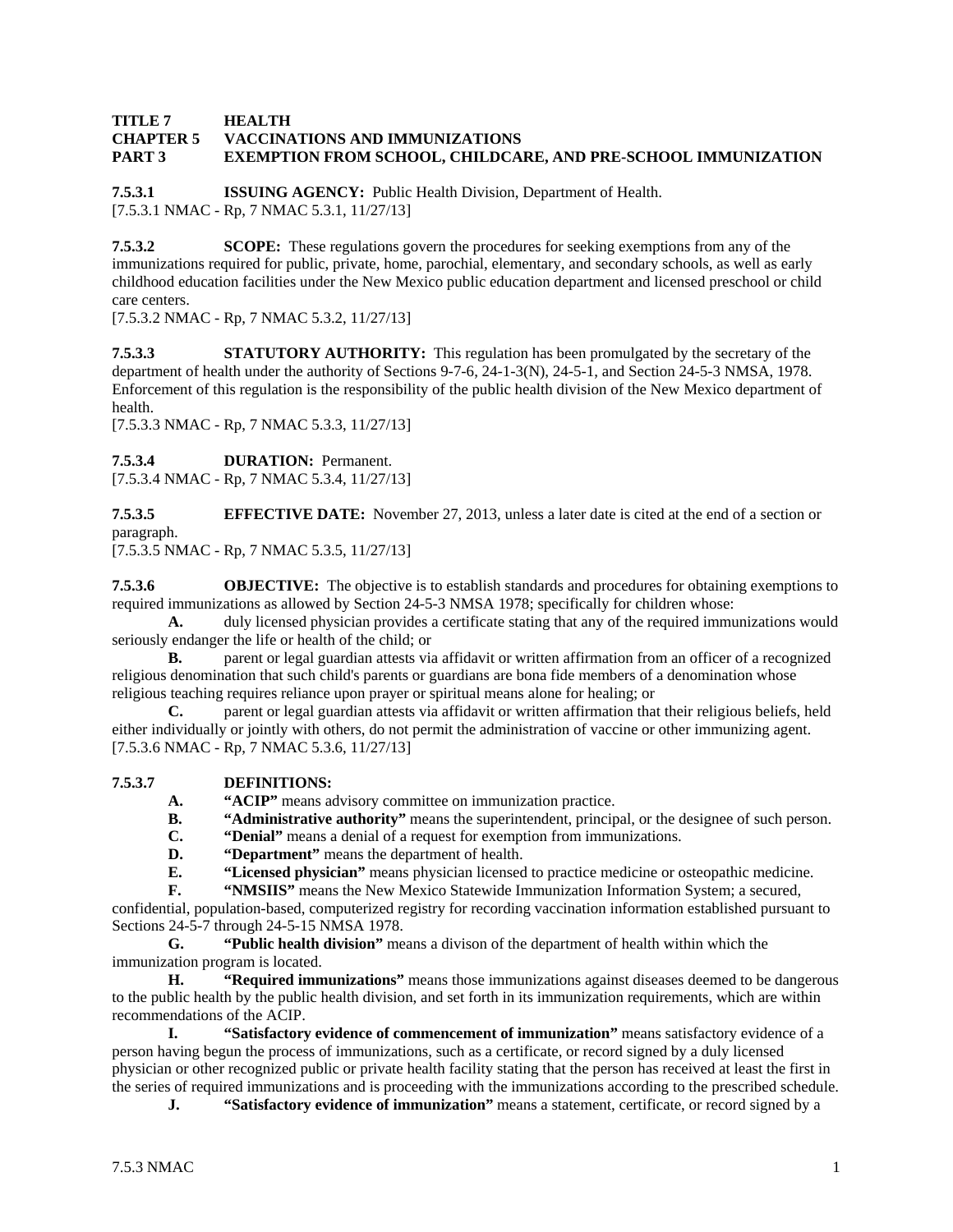**TITLE 7 HEALTH**
**CHAPTER 5 VACCINATIONS AND IMMUNIZATIONS**
**PART 3 EXEMPTION FROM SCHOOL, CHILDCARE, AND PRE-SCHOOL IMMUNIZATION**

**7.5.3.1 ISSUING AGENCY:** Public Health Division, Department of Health.
[7.5.3.1 NMAC - Rp, 7 NMAC 5.3.1, 11/27/13]

**7.5.3.2 SCOPE:** These regulations govern the procedures for seeking exemptions from any of the immunizations required for public, private, home, parochial, elementary, and secondary schools, as well as early childhood education facilities under the New Mexico public education department and licensed preschool or child care centers.
[7.5.3.2 NMAC - Rp, 7 NMAC 5.3.2, 11/27/13]

**7.5.3.3 STATUTORY AUTHORITY:** This regulation has been promulgated by the secretary of the department of health under the authority of Sections 9-7-6, 24-1-3(N), 24-5-1, and Section 24-5-3 NMSA, 1978. Enforcement of this regulation is the responsibility of the public health division of the New Mexico department of health.
[7.5.3.3 NMAC - Rp, 7 NMAC 5.3.3, 11/27/13]

**7.5.3.4 DURATION:** Permanent.
[7.5.3.4 NMAC - Rp, 7 NMAC 5.3.4, 11/27/13]

**7.5.3.5 EFFECTIVE DATE:** November 27, 2013, unless a later date is cited at the end of a section or paragraph.
[7.5.3.5 NMAC - Rp, 7 NMAC 5.3.5, 11/27/13]

**7.5.3.6 OBJECTIVE:** The objective is to establish standards and procedures for obtaining exemptions to required immunizations as allowed by Section 24-5-3 NMSA 1978; specifically for children whose:

**A.** duly licensed physician provides a certificate stating that any of the required immunizations would seriously endanger the life or health of the child; or

**B.** parent or legal guardian attests via affidavit or written affirmation from an officer of a recognized religious denomination that such child's parents or guardians are bona fide members of a denomination whose religious teaching requires reliance upon prayer or spiritual means alone for healing; or

**C.** parent or legal guardian attests via affidavit or written affirmation that their religious beliefs, held either individually or jointly with others, do not permit the administration of vaccine or other immunizing agent.
[7.5.3.6 NMAC - Rp, 7 NMAC 5.3.6, 11/27/13]

**7.5.3.7 DEFINITIONS:**

**A. "ACIP"** means advisory committee on immunization practice.

**B. "Administrative authority"** means the superintendent, principal, or the designee of such person.

**C. "Denial"** means a denial of a request for exemption from immunizations.

**D. "Department"** means the department of health.

**E. "Licensed physician"** means physician licensed to practice medicine or osteopathic medicine.

**F. "NMSIIS"** means the New Mexico Statewide Immunization Information System; a secured, confidential, population-based, computerized registry for recording vaccination information established pursuant to Sections 24-5-7 through 24-5-15 NMSA 1978.

**G. "Public health division"** means a divison of the department of health within which the immunization program is located.

**H. "Required immunizations"** means those immunizations against diseases deemed to be dangerous to the public health by the public health division, and set forth in its immunization requirements, which are within recommendations of the ACIP.

**I. "Satisfactory evidence of commencement of immunization"** means satisfactory evidence of a person having begun the process of immunizations, such as a certificate, or record signed by a duly licensed physician or other recognized public or private health facility stating that the person has received at least the first in the series of required immunizations and is proceeding with the immunizations according to the prescribed schedule.

**J. "Satisfactory evidence of immunization"** means a statement, certificate, or record signed by a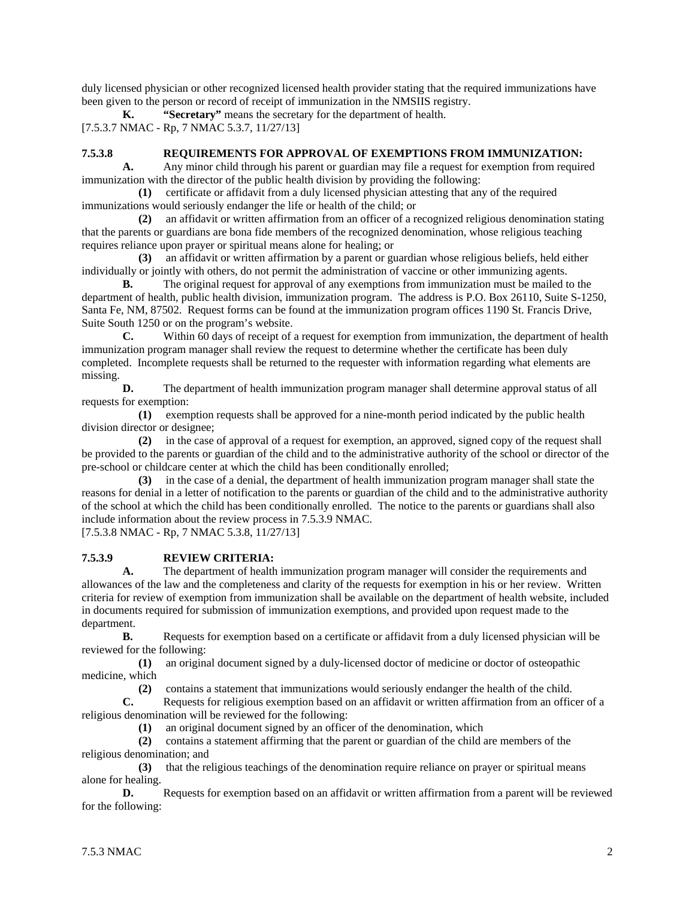duly licensed physician or other recognized licensed health provider stating that the required immunizations have been given to the person or record of receipt of immunization in the NMSIIS registry.

**K.** **"Secretary"** means the secretary for the department of health.

[7.5.3.7 NMAC - Rp, 7 NMAC 5.3.7, 11/27/13]

**7.5.3.8 REQUIREMENTS FOR APPROVAL OF EXEMPTIONS FROM IMMUNIZATION:**

**A.** Any minor child through his parent or guardian may file a request for exemption from required immunization with the director of the public health division by providing the following:

**(1)** certificate or affidavit from a duly licensed physician attesting that any of the required immunizations would seriously endanger the life or health of the child; or

**(2)** an affidavit or written affirmation from an officer of a recognized religious denomination stating that the parents or guardians are bona fide members of the recognized denomination, whose religious teaching requires reliance upon prayer or spiritual means alone for healing; or

**(3)** an affidavit or written affirmation by a parent or guardian whose religious beliefs, held either individually or jointly with others, do not permit the administration of vaccine or other immunizing agents.

**B.** The original request for approval of any exemptions from immunization must be mailed to the department of health, public health division, immunization program. The address is P.O. Box 26110, Suite S-1250, Santa Fe, NM, 87502. Request forms can be found at the immunization program offices 1190 St. Francis Drive, Suite South 1250 or on the program's website.

**C.** Within 60 days of receipt of a request for exemption from immunization, the department of health immunization program manager shall review the request to determine whether the certificate has been duly completed. Incomplete requests shall be returned to the requester with information regarding what elements are missing.

**D.** The department of health immunization program manager shall determine approval status of all requests for exemption:

**(1)** exemption requests shall be approved for a nine-month period indicated by the public health division director or designee;

**(2)** in the case of approval of a request for exemption, an approved, signed copy of the request shall be provided to the parents or guardian of the child and to the administrative authority of the school or director of the pre-school or childcare center at which the child has been conditionally enrolled;

**(3)** in the case of a denial, the department of health immunization program manager shall state the reasons for denial in a letter of notification to the parents or guardian of the child and to the administrative authority of the school at which the child has been conditionally enrolled. The notice to the parents or guardians shall also include information about the review process in 7.5.3.9 NMAC.

[7.5.3.8 NMAC - Rp, 7 NMAC 5.3.8, 11/27/13]

**7.5.3.9 REVIEW CRITERIA:**

**A.** The department of health immunization program manager will consider the requirements and allowances of the law and the completeness and clarity of the requests for exemption in his or her review. Written criteria for review of exemption from immunization shall be available on the department of health website, included in documents required for submission of immunization exemptions, and provided upon request made to the department.

**B.** Requests for exemption based on a certificate or affidavit from a duly licensed physician will be reviewed for the following:

**(1)** an original document signed by a duly-licensed doctor of medicine or doctor of osteopathic medicine, which

**(2)** contains a statement that immunizations would seriously endanger the health of the child.

**C.** Requests for religious exemption based on an affidavit or written affirmation from an officer of a religious denomination will be reviewed for the following:

**(1)** an original document signed by an officer of the denomination, which

**(2)** contains a statement affirming that the parent or guardian of the child are members of the religious denomination; and

**(3)** that the religious teachings of the denomination require reliance on prayer or spiritual means alone for healing.

**D.** Requests for exemption based on an affidavit or written affirmation from a parent will be reviewed for the following: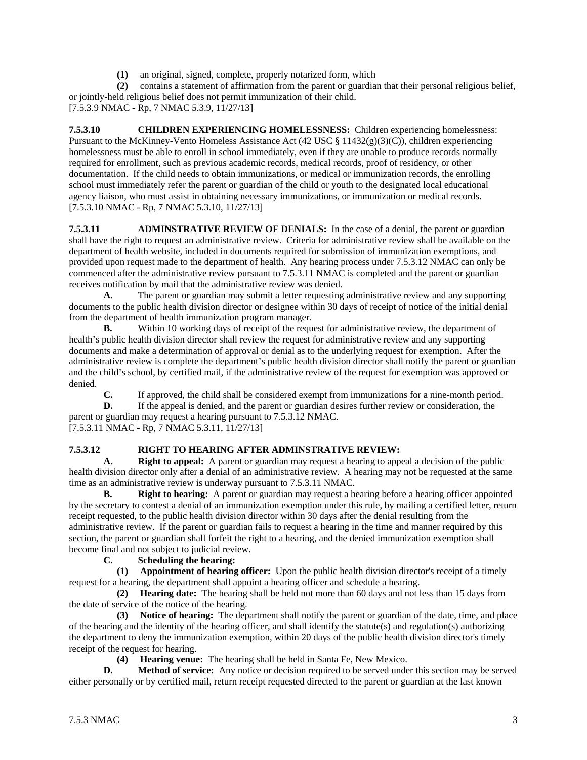**(1)** an original, signed, complete, properly notarized form, which

**(2)** contains a statement of affirmation from the parent or guardian that their personal religious belief, or jointly-held religious belief does not permit immunization of their child.

[7.5.3.9 NMAC - Rp, 7 NMAC 5.3.9, 11/27/13]

**7.5.3.10 CHILDREN EXPERIENCING HOMELESSNESS:** Children experiencing homelessness: Pursuant to the McKinney-Vento Homeless Assistance Act (42 USC § 11432(g)(3)(C)), children experiencing homelessness must be able to enroll in school immediately, even if they are unable to produce records normally required for enrollment, such as previous academic records, medical records, proof of residency, or other documentation. If the child needs to obtain immunizations, or medical or immunization records, the enrolling school must immediately refer the parent or guardian of the child or youth to the designated local educational agency liaison, who must assist in obtaining necessary immunizations, or immunization or medical records.

[7.5.3.10 NMAC - Rp, 7 NMAC 5.3.10, 11/27/13]

**7.5.3.11 ADMINSTRATIVE REVIEW OF DENIALS:** In the case of a denial, the parent or guardian shall have the right to request an administrative review. Criteria for administrative review shall be available on the department of health website, included in documents required for submission of immunization exemptions, and provided upon request made to the department of health. Any hearing process under 7.5.3.12 NMAC can only be commenced after the administrative review pursuant to 7.5.3.11 NMAC is completed and the parent or guardian receives notification by mail that the administrative review was denied.

**A.** The parent or guardian may submit a letter requesting administrative review and any supporting documents to the public health division director or designee within 30 days of receipt of notice of the initial denial from the department of health immunization program manager.

**B.** Within 10 working days of receipt of the request for administrative review, the department of health's public health division director shall review the request for administrative review and any supporting documents and make a determination of approval or denial as to the underlying request for exemption. After the administrative review is complete the department's public health division director shall notify the parent or guardian and the child's school, by certified mail, if the administrative review of the request for exemption was approved or denied.

**C.** If approved, the child shall be considered exempt from immunizations for a nine-month period.

**D.** If the appeal is denied, and the parent or guardian desires further review or consideration, the parent or guardian may request a hearing pursuant to 7.5.3.12 NMAC.

[7.5.3.11 NMAC - Rp, 7 NMAC 5.3.11, 11/27/13]

**7.5.3.12 RIGHT TO HEARING AFTER ADMINSTRATIVE REVIEW:**

**A. Right to appeal:** A parent or guardian may request a hearing to appeal a decision of the public health division director only after a denial of an administrative review. A hearing may not be requested at the same time as an administrative review is underway pursuant to 7.5.3.11 NMAC.

**B. Right to hearing:** A parent or guardian may request a hearing before a hearing officer appointed by the secretary to contest a denial of an immunization exemption under this rule, by mailing a certified letter, return receipt requested, to the public health division director within 30 days after the denial resulting from the administrative review. If the parent or guardian fails to request a hearing in the time and manner required by this section, the parent or guardian shall forfeit the right to a hearing, and the denied immunization exemption shall become final and not subject to judicial review.

**C. Scheduling the hearing:**

**(1) Appointment of hearing officer:** Upon the public health division director's receipt of a timely request for a hearing, the department shall appoint a hearing officer and schedule a hearing.

**(2) Hearing date:** The hearing shall be held not more than 60 days and not less than 15 days from the date of service of the notice of the hearing.

**(3) Notice of hearing:** The department shall notify the parent or guardian of the date, time, and place of the hearing and the identity of the hearing officer, and shall identify the statute(s) and regulation(s) authorizing the department to deny the immunization exemption, within 20 days of the public health division director's timely receipt of the request for hearing.

**(4) Hearing venue:** The hearing shall be held in Santa Fe, New Mexico.

**D. Method of service:** Any notice or decision required to be served under this section may be served either personally or by certified mail, return receipt requested directed to the parent or guardian at the last known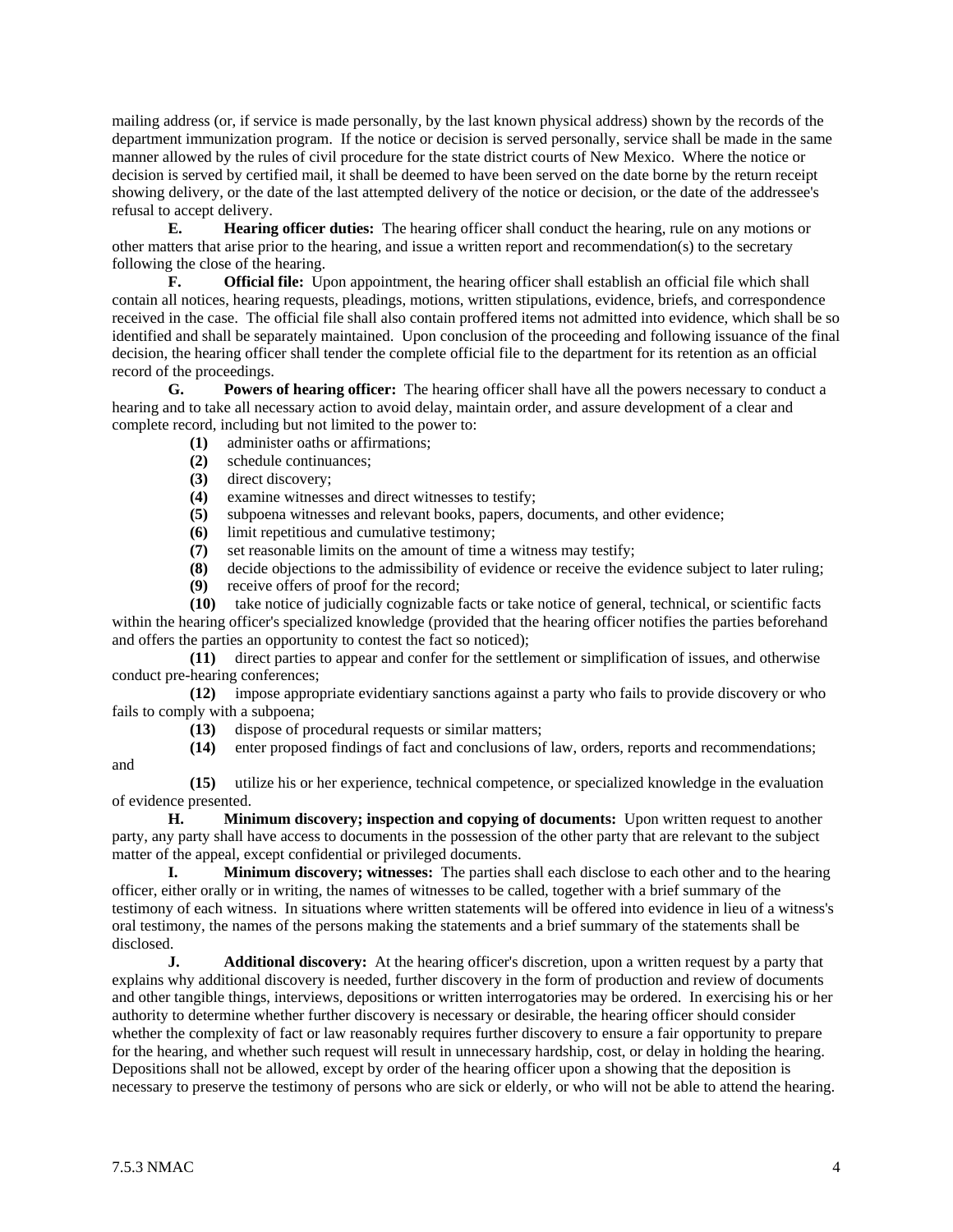mailing address (or, if service is made personally, by the last known physical address) shown by the records of the department immunization program. If the notice or decision is served personally, service shall be made in the same manner allowed by the rules of civil procedure for the state district courts of New Mexico. Where the notice or decision is served by certified mail, it shall be deemed to have been served on the date borne by the return receipt showing delivery, or the date of the last attempted delivery of the notice or decision, or the date of the addressee's refusal to accept delivery.

**E. Hearing officer duties:** The hearing officer shall conduct the hearing, rule on any motions or other matters that arise prior to the hearing, and issue a written report and recommendation(s) to the secretary following the close of the hearing.

**F. Official file:** Upon appointment, the hearing officer shall establish an official file which shall contain all notices, hearing requests, pleadings, motions, written stipulations, evidence, briefs, and correspondence received in the case. The official file shall also contain proffered items not admitted into evidence, which shall be so identified and shall be separately maintained. Upon conclusion of the proceeding and following issuance of the final decision, the hearing officer shall tender the complete official file to the department for its retention as an official record of the proceedings.

**G. Powers of hearing officer:** The hearing officer shall have all the powers necessary to conduct a hearing and to take all necessary action to avoid delay, maintain order, and assure development of a clear and complete record, including but not limited to the power to:

**(1)** administer oaths or affirmations;

**(2)** schedule continuances;

**(3)** direct discovery;

**(4)** examine witnesses and direct witnesses to testify;

**(5)** subpoena witnesses and relevant books, papers, documents, and other evidence;

**(6)** limit repetitious and cumulative testimony;

**(7)** set reasonable limits on the amount of time a witness may testify;

**(8)** decide objections to the admissibility of evidence or receive the evidence subject to later ruling;

**(9)** receive offers of proof for the record;

**(10)** take notice of judicially cognizable facts or take notice of general, technical, or scientific facts within the hearing officer's specialized knowledge (provided that the hearing officer notifies the parties beforehand and offers the parties an opportunity to contest the fact so noticed);

**(11)** direct parties to appear and confer for the settlement or simplification of issues, and otherwise conduct pre-hearing conferences;

**(12)** impose appropriate evidentiary sanctions against a party who fails to provide discovery or who fails to comply with a subpoena;

**(13)** dispose of procedural requests or similar matters;

**(14)** enter proposed findings of fact and conclusions of law, orders, reports and recommendations; and

**(15)** utilize his or her experience, technical competence, or specialized knowledge in the evaluation of evidence presented.

**H. Minimum discovery; inspection and copying of documents:** Upon written request to another party, any party shall have access to documents in the possession of the other party that are relevant to the subject matter of the appeal, except confidential or privileged documents.

**I. Minimum discovery; witnesses:** The parties shall each disclose to each other and to the hearing officer, either orally or in writing, the names of witnesses to be called, together with a brief summary of the testimony of each witness. In situations where written statements will be offered into evidence in lieu of a witness's oral testimony, the names of the persons making the statements and a brief summary of the statements shall be disclosed.

**J. Additional discovery:** At the hearing officer's discretion, upon a written request by a party that explains why additional discovery is needed, further discovery in the form of production and review of documents and other tangible things, interviews, depositions or written interrogatories may be ordered. In exercising his or her authority to determine whether further discovery is necessary or desirable, the hearing officer should consider whether the complexity of fact or law reasonably requires further discovery to ensure a fair opportunity to prepare for the hearing, and whether such request will result in unnecessary hardship, cost, or delay in holding the hearing. Depositions shall not be allowed, except by order of the hearing officer upon a showing that the deposition is necessary to preserve the testimony of persons who are sick or elderly, or who will not be able to attend the hearing.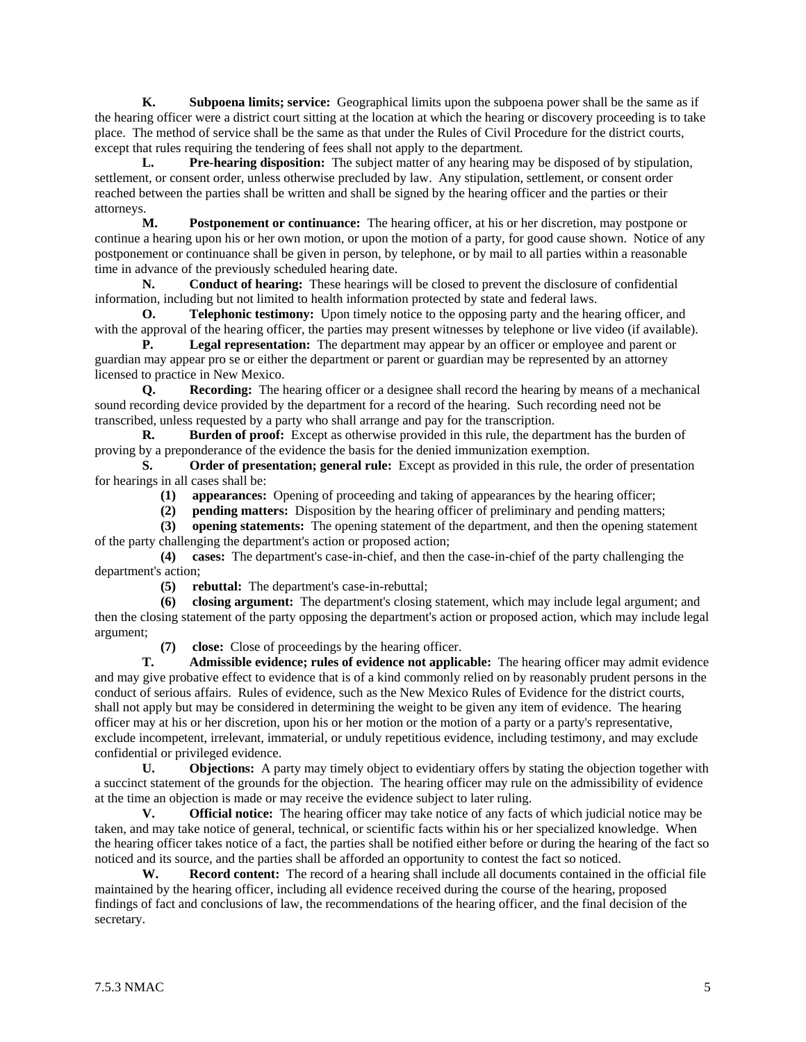**K. Subpoena limits; service:** Geographical limits upon the subpoena power shall be the same as if the hearing officer were a district court sitting at the location at which the hearing or discovery proceeding is to take place. The method of service shall be the same as that under the Rules of Civil Procedure for the district courts, except that rules requiring the tendering of fees shall not apply to the department.

**L. Pre-hearing disposition:** The subject matter of any hearing may be disposed of by stipulation, settlement, or consent order, unless otherwise precluded by law. Any stipulation, settlement, or consent order reached between the parties shall be written and shall be signed by the hearing officer and the parties or their attorneys.

**M. Postponement or continuance:** The hearing officer, at his or her discretion, may postpone or continue a hearing upon his or her own motion, or upon the motion of a party, for good cause shown. Notice of any postponement or continuance shall be given in person, by telephone, or by mail to all parties within a reasonable time in advance of the previously scheduled hearing date.

**N. Conduct of hearing:** These hearings will be closed to prevent the disclosure of confidential information, including but not limited to health information protected by state and federal laws.

**O. Telephonic testimony:** Upon timely notice to the opposing party and the hearing officer, and with the approval of the hearing officer, the parties may present witnesses by telephone or live video (if available).

**P. Legal representation:** The department may appear by an officer or employee and parent or guardian may appear pro se or either the department or parent or guardian may be represented by an attorney licensed to practice in New Mexico.

**Q. Recording:** The hearing officer or a designee shall record the hearing by means of a mechanical sound recording device provided by the department for a record of the hearing. Such recording need not be transcribed, unless requested by a party who shall arrange and pay for the transcription.

**R. Burden of proof:** Except as otherwise provided in this rule, the department has the burden of proving by a preponderance of the evidence the basis for the denied immunization exemption.

**S. Order of presentation; general rule:** Except as provided in this rule, the order of presentation for hearings in all cases shall be:

**(1) appearances:** Opening of proceeding and taking of appearances by the hearing officer;

**(2) pending matters:** Disposition by the hearing officer of preliminary and pending matters;

**(3) opening statements:** The opening statement of the department, and then the opening statement of the party challenging the department's action or proposed action;

**(4) cases:** The department's case-in-chief, and then the case-in-chief of the party challenging the department's action;

**(5) rebuttal:** The department's case-in-rebuttal;

**(6) closing argument:** The department's closing statement, which may include legal argument; and then the closing statement of the party opposing the department's action or proposed action, which may include legal argument;

**(7) close:** Close of proceedings by the hearing officer.

**T. Admissible evidence; rules of evidence not applicable:** The hearing officer may admit evidence and may give probative effect to evidence that is of a kind commonly relied on by reasonably prudent persons in the conduct of serious affairs. Rules of evidence, such as the New Mexico Rules of Evidence for the district courts, shall not apply but may be considered in determining the weight to be given any item of evidence. The hearing officer may at his or her discretion, upon his or her motion or the motion of a party or a party's representative, exclude incompetent, irrelevant, immaterial, or unduly repetitious evidence, including testimony, and may exclude confidential or privileged evidence.

**U. Objections:** A party may timely object to evidentiary offers by stating the objection together with a succinct statement of the grounds for the objection. The hearing officer may rule on the admissibility of evidence at the time an objection is made or may receive the evidence subject to later ruling.

**V. Official notice:** The hearing officer may take notice of any facts of which judicial notice may be taken, and may take notice of general, technical, or scientific facts within his or her specialized knowledge. When the hearing officer takes notice of a fact, the parties shall be notified either before or during the hearing of the fact so noticed and its source, and the parties shall be afforded an opportunity to contest the fact so noticed.

**W. Record content:** The record of a hearing shall include all documents contained in the official file maintained by the hearing officer, including all evidence received during the course of the hearing, proposed findings of fact and conclusions of law, the recommendations of the hearing officer, and the final decision of the secretary.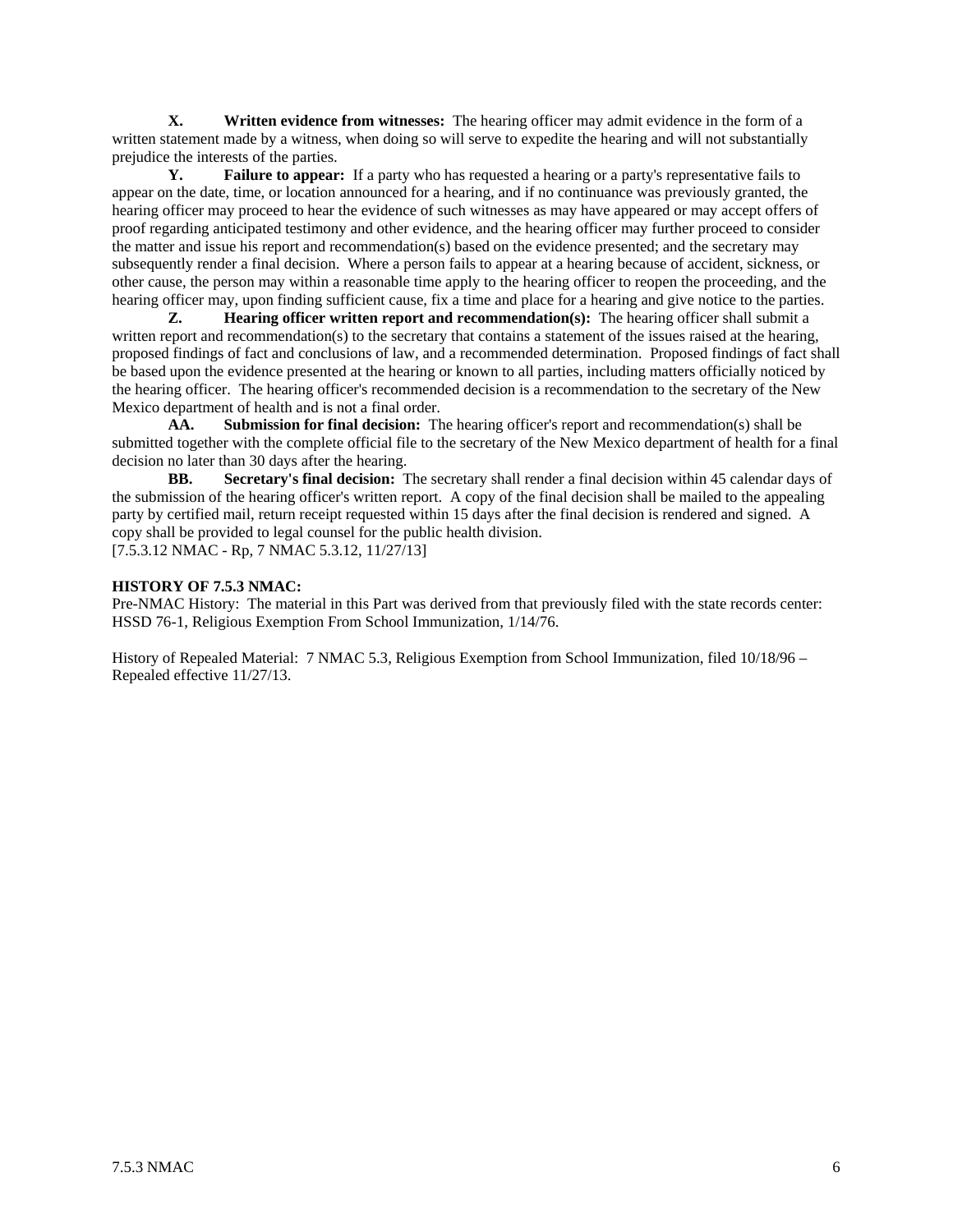**X. Written evidence from witnesses:** The hearing officer may admit evidence in the form of a written statement made by a witness, when doing so will serve to expedite the hearing and will not substantially prejudice the interests of the parties.

**Y. Failure to appear:** If a party who has requested a hearing or a party's representative fails to appear on the date, time, or location announced for a hearing, and if no continuance was previously granted, the hearing officer may proceed to hear the evidence of such witnesses as may have appeared or may accept offers of proof regarding anticipated testimony and other evidence, and the hearing officer may further proceed to consider the matter and issue his report and recommendation(s) based on the evidence presented; and the secretary may subsequently render a final decision. Where a person fails to appear at a hearing because of accident, sickness, or other cause, the person may within a reasonable time apply to the hearing officer to reopen the proceeding, and the hearing officer may, upon finding sufficient cause, fix a time and place for a hearing and give notice to the parties.

**Z. Hearing officer written report and recommendation(s):** The hearing officer shall submit a written report and recommendation(s) to the secretary that contains a statement of the issues raised at the hearing, proposed findings of fact and conclusions of law, and a recommended determination. Proposed findings of fact shall be based upon the evidence presented at the hearing or known to all parties, including matters officially noticed by the hearing officer. The hearing officer's recommended decision is a recommendation to the secretary of the New Mexico department of health and is not a final order.

**AA. Submission for final decision:** The hearing officer's report and recommendation(s) shall be submitted together with the complete official file to the secretary of the New Mexico department of health for a final decision no later than 30 days after the hearing.

**BB. Secretary's final decision:** The secretary shall render a final decision within 45 calendar days of the submission of the hearing officer's written report. A copy of the final decision shall be mailed to the appealing party by certified mail, return receipt requested within 15 days after the final decision is rendered and signed. A copy shall be provided to legal counsel for the public health division.

[7.5.3.12 NMAC - Rp, 7 NMAC 5.3.12, 11/27/13]

**HISTORY OF 7.5.3 NMAC:**

Pre-NMAC History: The material in this Part was derived from that previously filed with the state records center: HSSD 76-1, Religious Exemption From School Immunization, 1/14/76.

History of Repealed Material: 7 NMAC 5.3, Religious Exemption from School Immunization, filed 10/18/96 – Repealed effective 11/27/13.